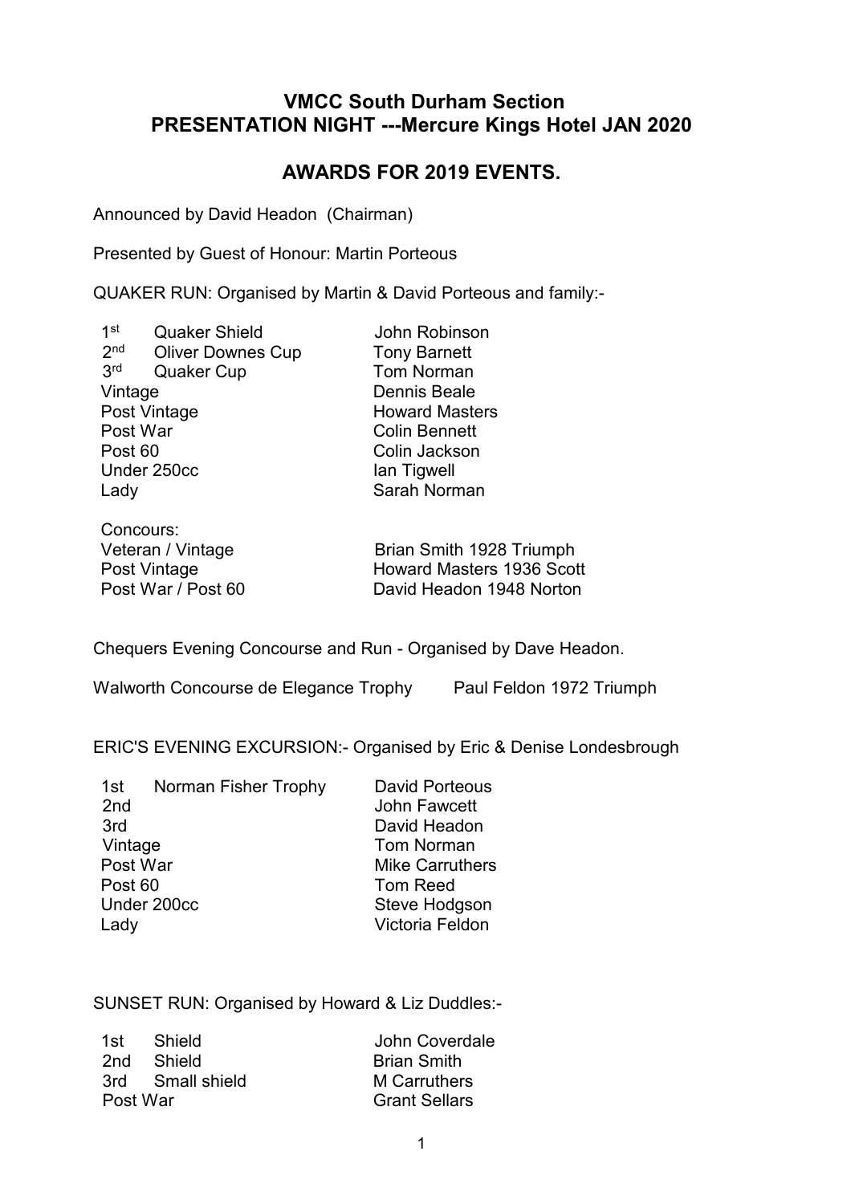# VMCC South Durham Section
# PRESENTATION NIGHT ---Mercure Kings Hotel JAN 2020

## AWARDS FOR 2019 EVENTS.

Announced by David Headon (Chairman)

Presented by Guest of Honour: Martin Porteous

QUAKER RUN: Organised by Martin & David Porteous and family:-

| | |
|---|---|
| 1st Quaker Shield | John Robinson |
| 2nd Oliver Downes Cup | Tony Barnett |
| 3rd Quaker Cup | Tom Norman |
| Vintage | Dennis Beale |
| Post Vintage | Howard Masters |
| Post War | Colin Bennett |
| Post 60 | Colin Jackson |
| Under 250cc | Ian Tigwell |
| Lady | Sarah Norman |

Concours:

| | |
|---|---|
| Veteran / Vintage | Brian Smith 1928 Triumph |
| Post Vintage | Howard Masters 1936 Scott |
| Post War / Post 60 | David Headon 1948 Norton |

Chequers Evening Concourse and Run - Organised by Dave Headon.

Walworth Concourse de Elegance Trophy    Paul Feldon 1972 Triumph

ERIC'S EVENING EXCURSION:- Organised by Eric & Denise Londesbrough

| | |
|---|---|
| 1st Norman Fisher Trophy | David Porteous |
| 2nd | John Fawcett |
| 3rd | David Headon |
| Vintage | Tom Norman |
| Post War | Mike Carruthers |
| Post 60 | Tom Reed |
| Under 200cc | Steve Hodgson |
| Lady | Victoria Feldon |

SUNSET RUN: Organised by Howard & Liz Duddles:-

| | |
|---|---|
| 1st Shield | John Coverdale |
| 2nd Shield | Brian Smith |
| 3rd Small shield | M Carruthers |
| Post War | Grant Sellars |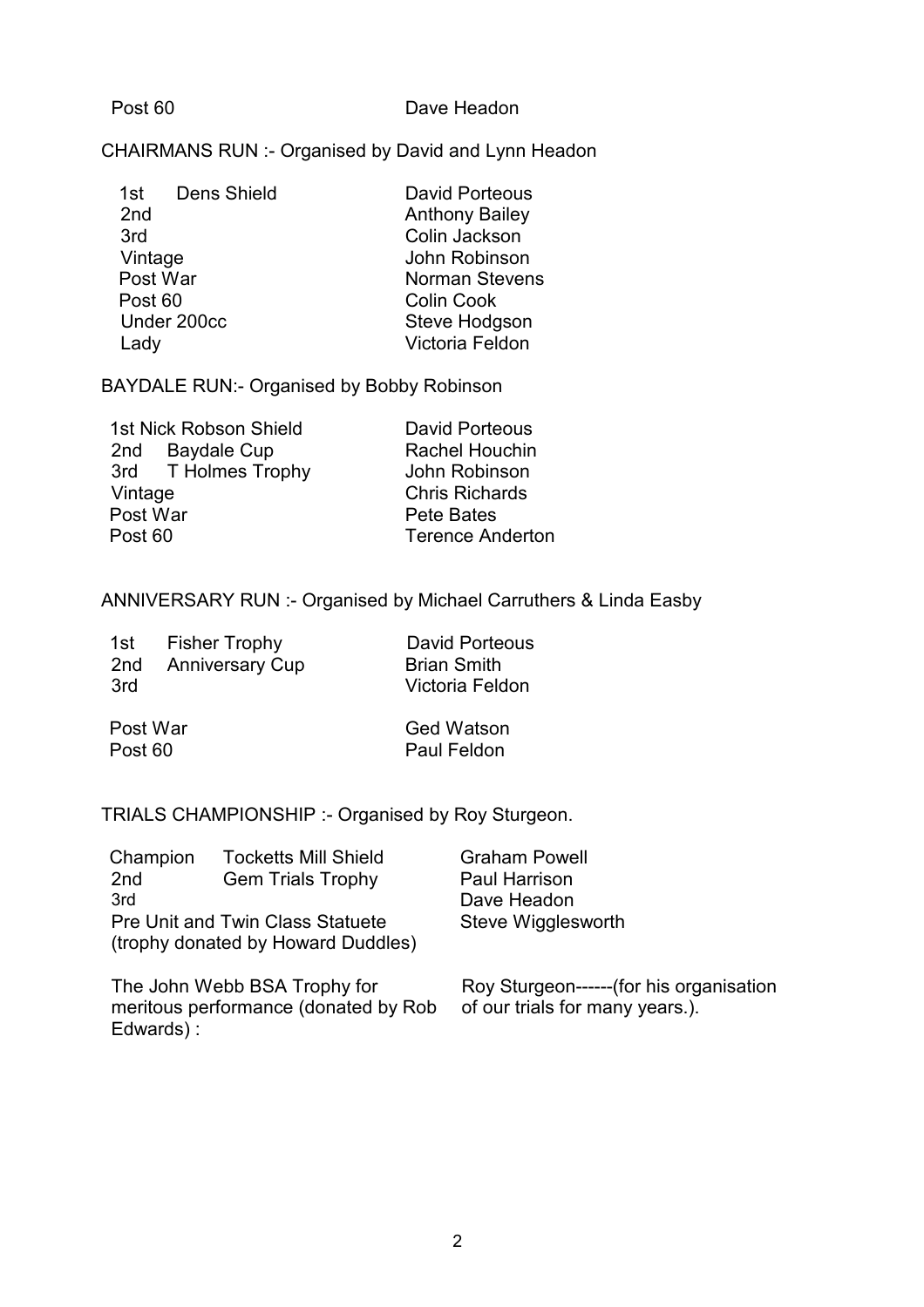| Post 60 | Dave Headon |
|---|---|

CHAIRMANS RUN :- Organised by David and Lynn Headon

| | |
|---|---|
| 1st Dens Shield | David Porteous |
| 2nd | Anthony Bailey |
| 3rd | Colin Jackson |
| Vintage | John Robinson |
| Post War | Norman Stevens |
| Post 60 | Colin Cook |
| Under 200cc | Steve Hodgson |
| Lady | Victoria Feldon |

BAYDALE RUN:- Organised by Bobby Robinson

| | |
|---|---|
| 1st Nick Robson Shield | David Porteous |
| 2nd Baydale Cup | Rachel Houchin |
| 3rd T Holmes Trophy | John Robinson |
| Vintage | Chris Richards |
| Post War | Pete Bates |
| Post 60 | Terence Anderton |

ANNIVERSARY RUN :- Organised by Michael Carruthers & Linda Easby

| | |
|---|---|
| 1st Fisher Trophy | David Porteous |
| 2nd Anniversary Cup | Brian Smith |
| 3rd | Victoria Feldon |
| Post War | Ged Watson |
| Post 60 | Paul Feldon |

TRIALS CHAMPIONSHIP :- Organised by Roy Sturgeon.

| | |
|---|---|
| Champion Tocketts Mill Shield | Graham Powell |
| 2nd Gem Trials Trophy | Paul Harrison |
| 3rd | Dave Headon |
| Pre Unit and Twin Class Statuete (trophy donated by Howard Duddles) | Steve Wigglesworth |
| The John Webb BSA Trophy for meritous performance (donated by Rob Edwards) : | Roy Sturgeon------(for his organisation of our trials for many years.). |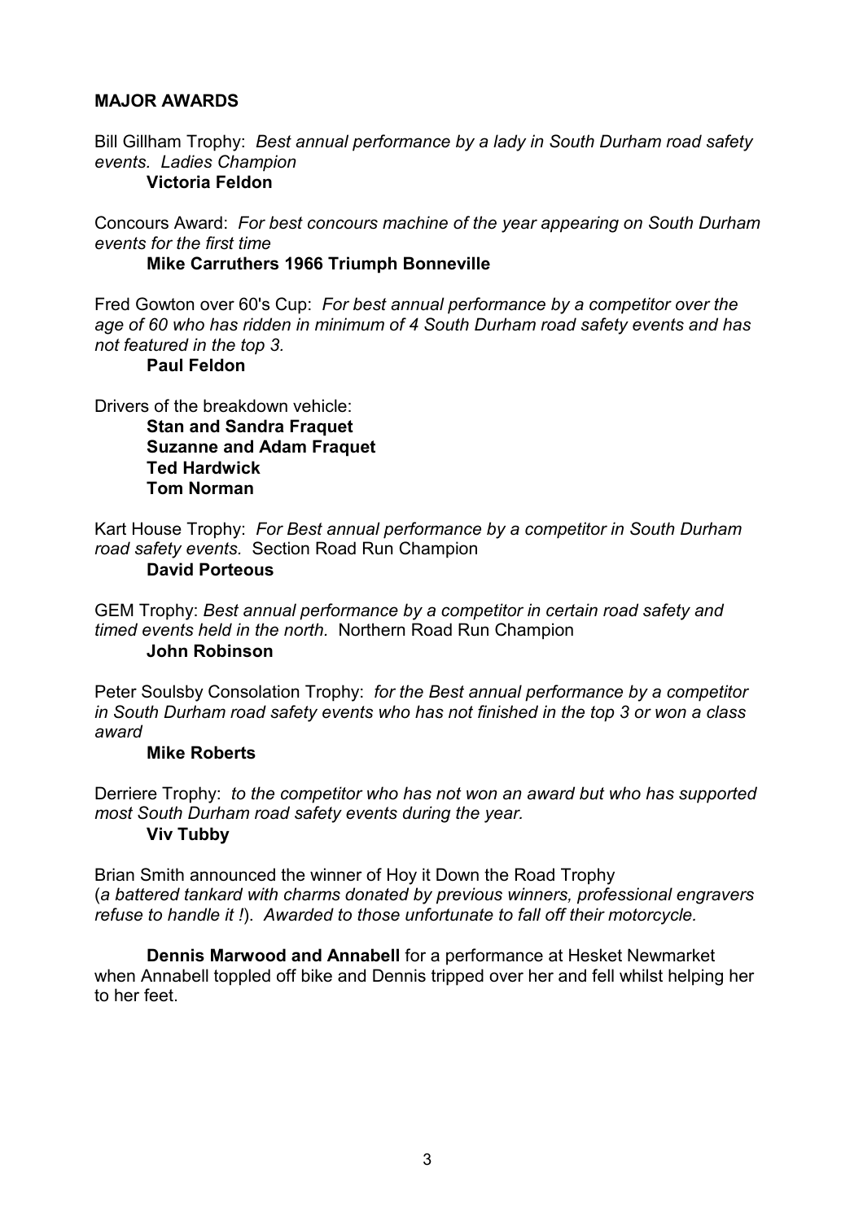**MAJOR AWARDS**

Bill Gillham Trophy: *Best annual performance by a lady in South Durham road safety events. Ladies Champion*

**Victoria Feldon**

Concours Award: *For best concours machine of the year appearing on South Durham events for the first time*

**Mike Carruthers 1966 Triumph Bonneville**

Fred Gowton over 60's Cup: *For best annual performance by a competitor over the age of 60 who has ridden in minimum of 4 South Durham road safety events and has not featured in the top 3.*

**Paul Feldon**

Drivers of the breakdown vehicle:

**Stan and Sandra Fraquet**
**Suzanne and Adam Fraquet**
**Ted Hardwick**
**Tom Norman**

Kart House Trophy: *For Best annual performance by a competitor in South Durham road safety events.* Section Road Run Champion

**David Porteous**

GEM Trophy: *Best annual performance by a competitor in certain road safety and timed events held in the north.* Northern Road Run Champion

**John Robinson**

Peter Soulsby Consolation Trophy: *for the Best annual performance by a competitor in South Durham road safety events who has not finished in the top 3 or won a class award*

**Mike Roberts**

Derriere Trophy: *to the competitor who has not won an award but who has supported most South Durham road safety events during the year.*

**Viv Tubby**

Brian Smith announced the winner of Hoy it Down the Road Trophy (*a battered tankard with charms donated by previous winners, professional engravers refuse to handle it !*). *Awarded to those unfortunate to fall off their motorcycle.*

**Dennis Marwood and Annabell** for a performance at Hesket Newmarket when Annabell toppled off bike and Dennis tripped over her and fell whilst helping her to her feet.